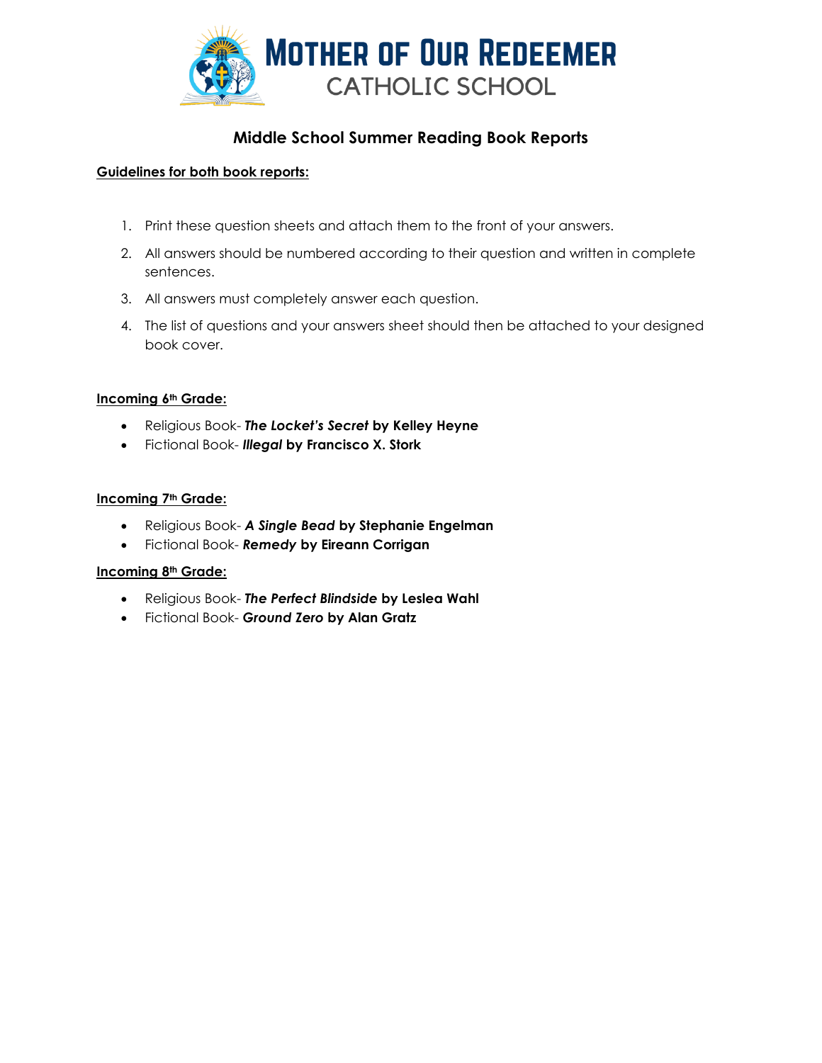# Mother of Our Redeemer Catholic School

## Middle School Summer Reading Book Reports

**Guidelines for both book reports:**

1. Print these question sheets and attach them to the front of your answers.
2. All answers should be numbered according to their question and written in complete sentences.
3. All answers must completely answer each question.
4. The list of questions and your answers sheet should then be attached to your designed book cover.

**Incoming 6th Grade:**

- Religious Book- ***The Locket's Secret* by Kelley Heyne**
- Fictional Book- ***Illegal* by Francisco X. Stork**

**Incoming 7th Grade:**

- Religious Book- ***A Single Bead* by Stephanie Engelman**
- Fictional Book- ***Remedy* by Eireann Corrigan**

**Incoming 8th Grade:**

- Religious Book- ***The Perfect Blindside* by Leslea Wahl**
- Fictional Book- ***Ground Zero* by Alan Gratz**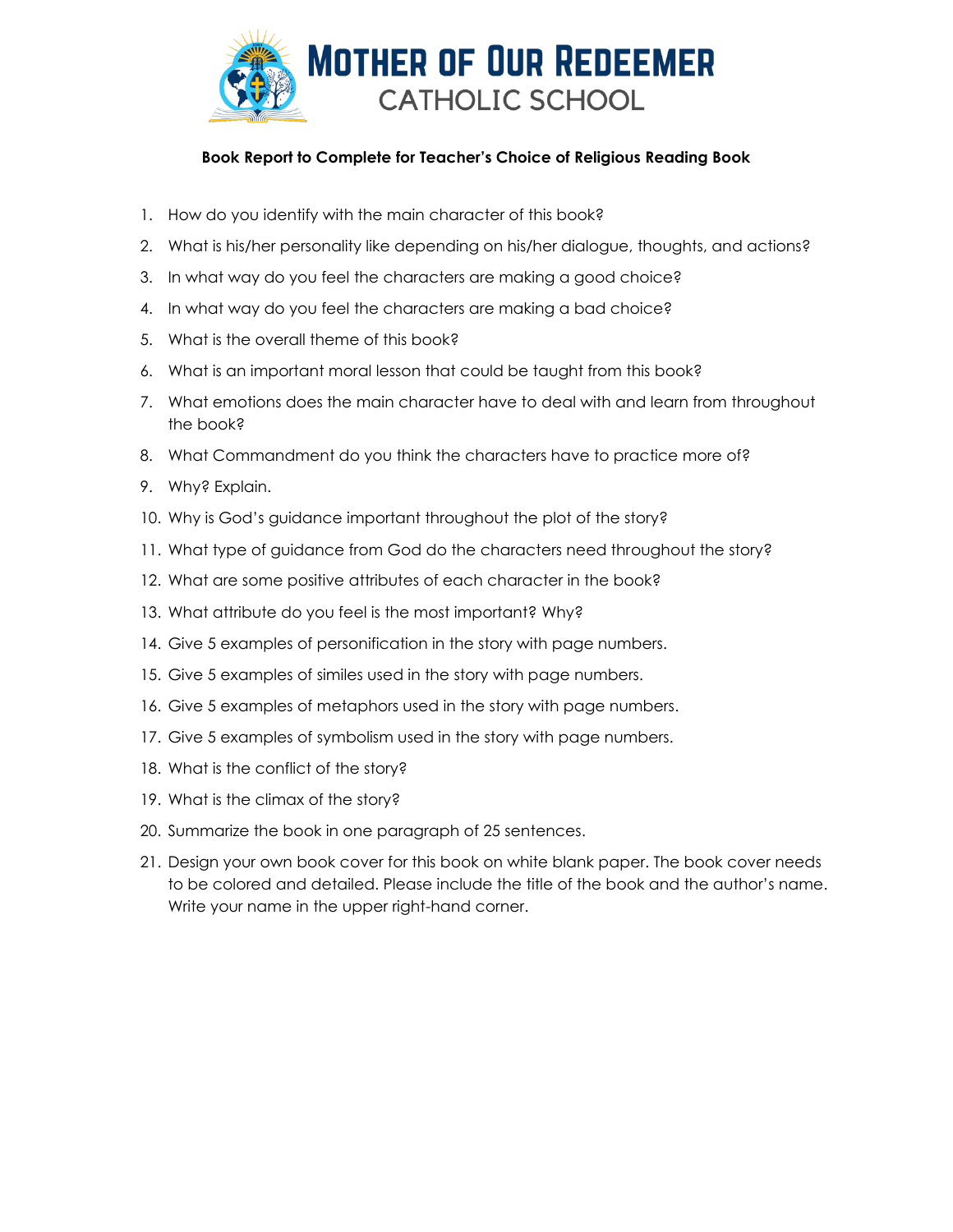# Mother of Our Redeemer
## Catholic School

**Book Report to Complete for Teacher's Choice of Religious Reading Book**

1. How do you identify with the main character of this book?
2. What is his/her personality like depending on his/her dialogue, thoughts, and actions?
3. In what way do you feel the characters are making a good choice?
4. In what way do you feel the characters are making a bad choice?
5. What is the overall theme of this book?
6. What is an important moral lesson that could be taught from this book?
7. What emotions does the main character have to deal with and learn from throughout the book?
8. What Commandment do you think the characters have to practice more of?
9. Why? Explain.
10. Why is God's guidance important throughout the plot of the story?
11. What type of guidance from God do the characters need throughout the story?
12. What are some positive attributes of each character in the book?
13. What attribute do you feel is the most important? Why?
14. Give 5 examples of personification in the story with page numbers.
15. Give 5 examples of similes used in the story with page numbers.
16. Give 5 examples of metaphors used in the story with page numbers.
17. Give 5 examples of symbolism used in the story with page numbers.
18. What is the conflict of the story?
19. What is the climax of the story?
20. Summarize the book in one paragraph of 25 sentences.
21. Design your own book cover for this book on white blank paper. The book cover needs to be colored and detailed. Please include the title of the book and the author's name. Write your name in the upper right-hand corner.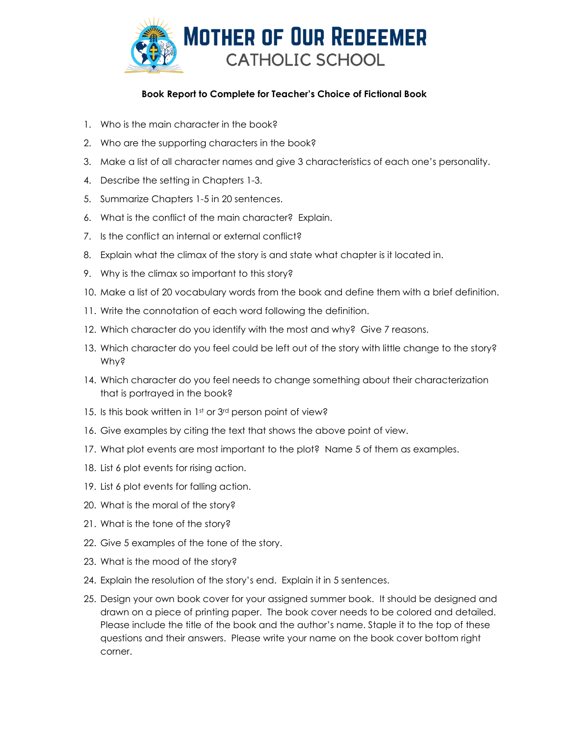# MOTHER OF OUR REDEEMER
## CATHOLIC SCHOOL

**Book Report to Complete for Teacher's Choice of Fictional Book**

1. Who is the main character in the book?
2. Who are the supporting characters in the book?
3. Make a list of all character names and give 3 characteristics of each one's personality.
4. Describe the setting in Chapters 1-3.
5. Summarize Chapters 1-5 in 20 sentences.
6. What is the conflict of the main character? Explain.
7. Is the conflict an internal or external conflict?
8. Explain what the climax of the story is and state what chapter is it located in.
9. Why is the climax so important to this story?
10. Make a list of 20 vocabulary words from the book and define them with a brief definition.
11. Write the connotation of each word following the definition.
12. Which character do you identify with the most and why? Give 7 reasons.
13. Which character do you feel could be left out of the story with little change to the story? Why?
14. Which character do you feel needs to change something about their characterization that is portrayed in the book?
15. Is this book written in 1st or 3rd person point of view?
16. Give examples by citing the text that shows the above point of view.
17. What plot events are most important to the plot? Name 5 of them as examples.
18. List 6 plot events for rising action.
19. List 6 plot events for falling action.
20. What is the moral of the story?
21. What is the tone of the story?
22. Give 5 examples of the tone of the story.
23. What is the mood of the story?
24. Explain the resolution of the story's end. Explain it in 5 sentences.
25. Design your own book cover for your assigned summer book. It should be designed and drawn on a piece of printing paper. The book cover needs to be colored and detailed. Please include the title of the book and the author's name. Staple it to the top of these questions and their answers. Please write your name on the book cover bottom right corner.